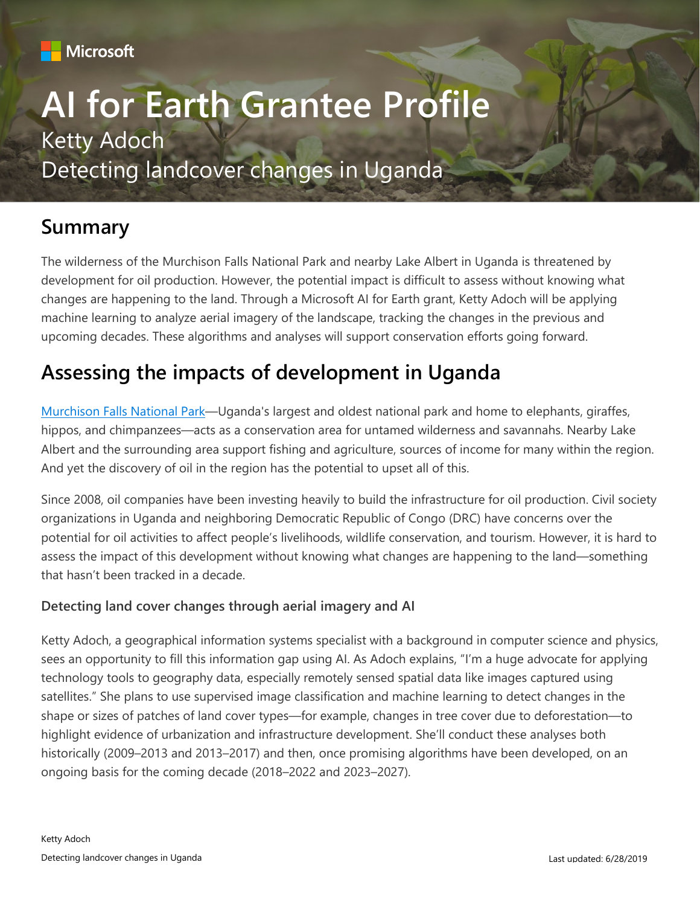Microsoft

# AI for Earth Grantee Profile

Ketty Adoch

Detecting landcover changes in Uganda

## Summary

The wilderness of the Murchison Falls National Park and nearby Lake Albert in Uganda is threatened by development for oil production. However, the potential impact is difficult to assess without knowing what changes are happening to the land. Through a Microsoft AI for Earth grant, Ketty Adoch will be applying machine learning to analyze aerial imagery of the landscape, tracking the changes in the previous and upcoming decades. These algorithms and analyses will support conservation efforts going forward.

## Assessing the impacts of development in Uganda

Murchison Falls National Park—Uganda's largest and oldest national park and home to elephants, giraffes, hippos, and chimpanzees—acts as a conservation area for untamed wilderness and savannahs. Nearby Lake Albert and the surrounding area support fishing and agriculture, sources of income for many within the region. And yet the discovery of oil in the region has the potential to upset all of this.

Since 2008, oil companies have been investing heavily to build the infrastructure for oil production. Civil society organizations in Uganda and neighboring Democratic Republic of Congo (DRC) have concerns over the potential for oil activities to affect people's livelihoods, wildlife conservation, and tourism. However, it is hard to assess the impact of this development without knowing what changes are happening to the land—something that hasn't been tracked in a decade.

### Detecting land cover changes through aerial imagery and AI

Ketty Adoch, a geographical information systems specialist with a background in computer science and physics, sees an opportunity to fill this information gap using AI. As Adoch explains, "I'm a huge advocate for applying technology tools to geography data, especially remotely sensed spatial data like images captured using satellites." She plans to use supervised image classification and machine learning to detect changes in the shape or sizes of patches of land cover types—for example, changes in tree cover due to deforestation—to highlight evidence of urbanization and infrastructure development. She'll conduct these analyses both historically (2009–2013 and 2013–2017) and then, once promising algorithms have been developed, on an ongoing basis for the coming decade (2018–2022 and 2023–2027).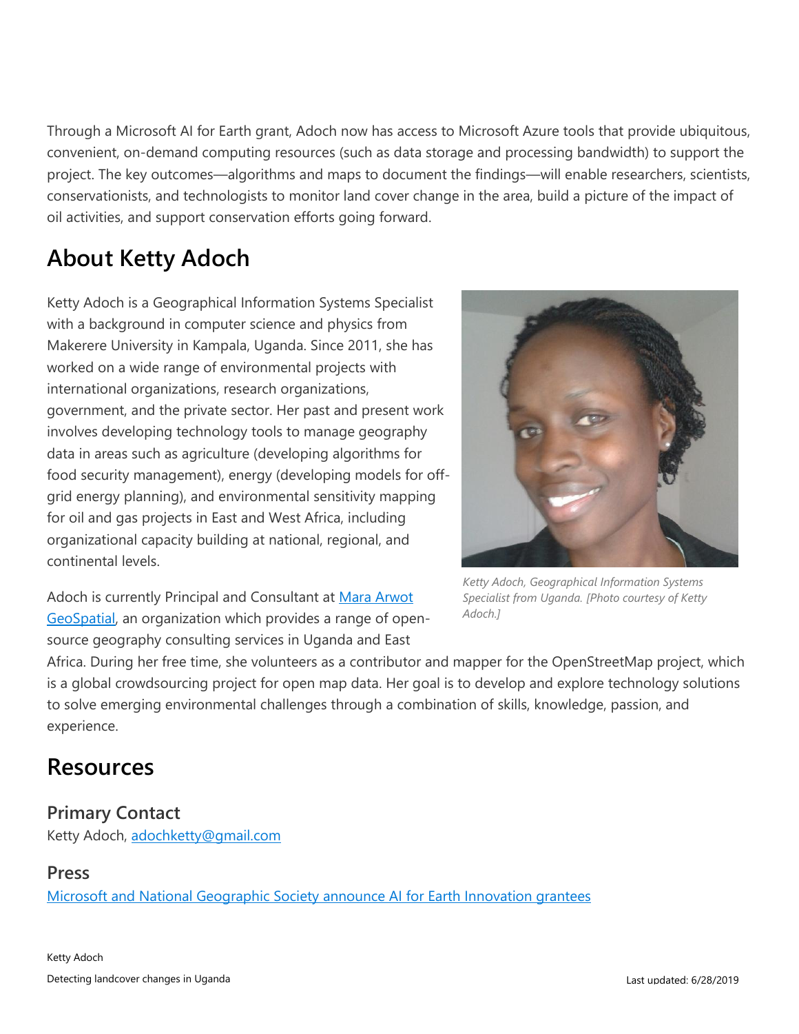Through a Microsoft AI for Earth grant, Adoch now has access to Microsoft Azure tools that provide ubiquitous, convenient, on-demand computing resources (such as data storage and processing bandwidth) to support the project. The key outcomes—algorithms and maps to document the findings—will enable researchers, scientists, conservationists, and technologists to monitor land cover change in the area, build a picture of the impact of oil activities, and support conservation efforts going forward.

## About Ketty Adoch

Ketty Adoch is a Geographical Information Systems Specialist with a background in computer science and physics from Makerere University in Kampala, Uganda. Since 2011, she has worked on a wide range of environmental projects with international organizations, research organizations, government, and the private sector. Her past and present work involves developing technology tools to manage geography data in areas such as agriculture (developing algorithms for food security management), energy (developing models for off-grid energy planning), and environmental sensitivity mapping for oil and gas projects in East and West Africa, including organizational capacity building at national, regional, and continental levels.

*Ketty Adoch, Geographical Information Systems Specialist from Uganda. [Photo courtesy of Ketty Adoch.]*

Adoch is currently Principal and Consultant at [Mara Arwot GeoSpatial](), an organization which provides a range of open-source geography consulting services in Uganda and East Africa. During her free time, she volunteers as a contributor and mapper for the OpenStreetMap project, which is a global crowdsourcing project for open map data. Her goal is to develop and explore technology solutions to solve emerging environmental challenges through a combination of skills, knowledge, passion, and experience.

## Resources

### Primary Contact

Ketty Adoch, adochketty@gmail.com

### Press

[Microsoft and National Geographic Society announce AI for Earth Innovation grantees]()

Ketty Adoch

Detecting landcover changes in Uganda

Last updated: 6/28/2019